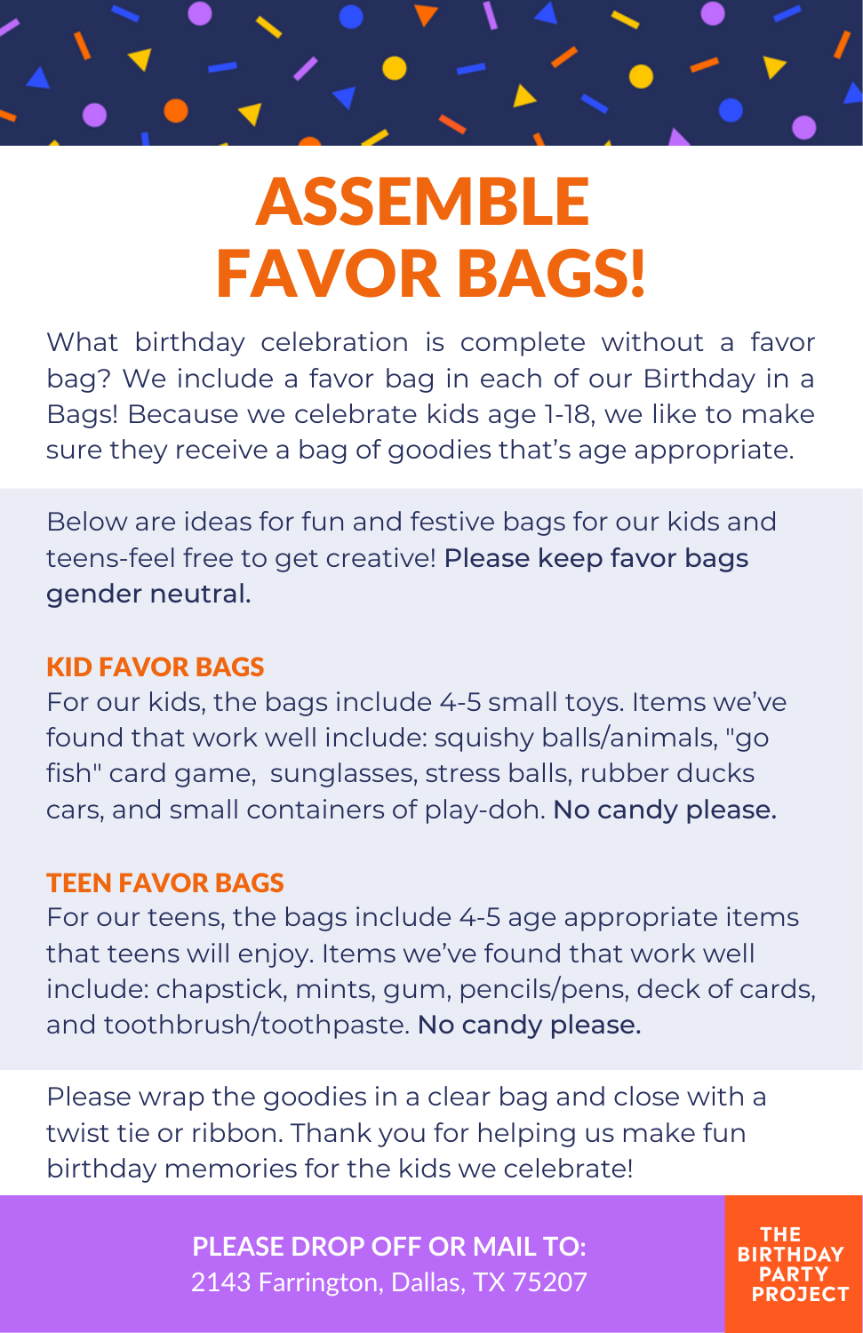# ASSEMBLE FAVOR BAGS!

What birthday celebration is complete without a favor bag? We include a favor bag in each of our Birthday in a Bags! Because we celebrate kids age 1-18, we like to make sure they receive a bag of goodies that's age appropriate.

Below are ideas for fun and festive bags for our kids and teens-feel free to get creative! **Please keep favor bags gender neutral.**

## KID FAVOR BAGS

For our kids, the bags include 4-5 small toys. Items we've found that work well include: squishy balls/animals, "go fish" card game, sunglasses, stress balls, rubber ducks cars, and small containers of play-doh. **No candy please.**

## TEEN FAVOR BAGS

For our teens, the bags include 4-5 age appropriate items that teens will enjoy. Items we've found that work well include: chapstick, mints, gum, pencils/pens, deck of cards, and toothbrush/toothpaste. **No candy please.**

Please wrap the goodies in a clear bag and close with a twist tie or ribbon. Thank you for helping us make fun birthday memories for the kids we celebrate!

**PLEASE DROP OFF OR MAIL TO:**
2143 Farrington, Dallas, TX 75207

THE BIRTHDAY PARTY PROJECT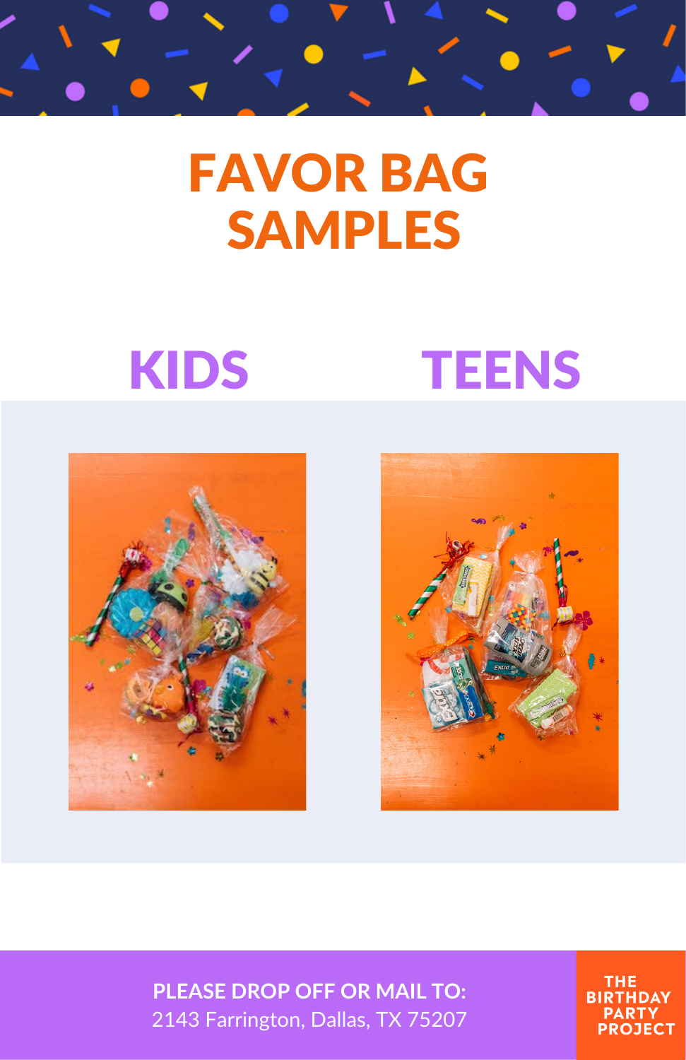# FAVOR BAG SAMPLES

## KIDS

## TEENS

**PLEASE DROP OFF OR MAIL TO:**
2143 Farrington, Dallas, TX 75207

THE BIRTHDAY PARTY PROJECT